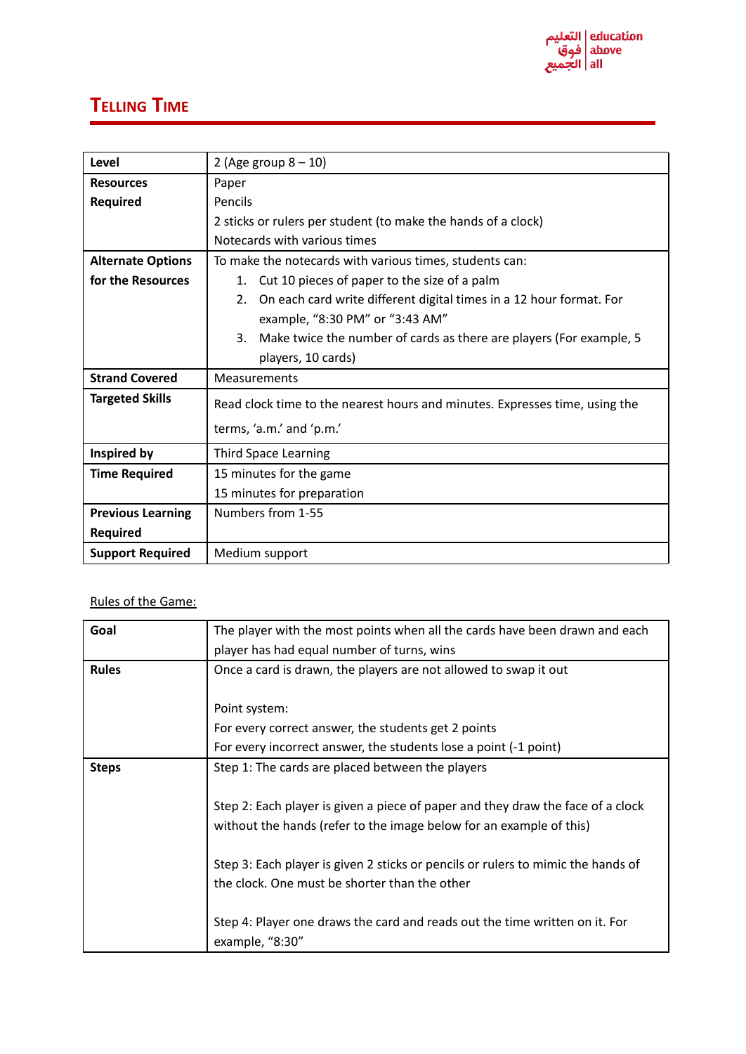# Telling Time

| Level | 2 (Age group 8 – 10) |
|---|---|
| Resources Required | Paper<br>Pencils<br>2 sticks or rulers per student (to make the hands of a clock)<br>Notecards with various times |
| Alternate Options for the Resources | To make the notecards with various times, students can:<br>1. Cut 10 pieces of paper to the size of a palm<br>2. On each card write different digital times in a 12 hour format. For example, "8:30 PM" or "3:43 AM"<br>3. Make twice the number of cards as there are players (For example, 5 players, 10 cards) |
| Strand Covered | Measurements |
| Targeted Skills | Read clock time to the nearest hours and minutes. Expresses time, using the terms, 'a.m.' and 'p.m.' |
| Inspired by | Third Space Learning |
| Time Required | 15 minutes for the game<br>15 minutes for preparation |
| Previous Learning Required | Numbers from 1-55 |
| Support Required | Medium support |

Rules of the Game:

| Goal | The player with the most points when all the cards have been drawn and each player has had equal number of turns, wins |
|---|---|
| Rules | Once a card is drawn, the players are not allowed to swap it out<br><br>Point system:<br>For every correct answer, the students get 2 points<br>For every incorrect answer, the students lose a point (-1 point) |
| Steps | Step 1: The cards are placed between the players<br><br>Step 2: Each player is given a piece of paper and they draw the face of a clock without the hands (refer to the image below for an example of this)<br><br>Step 3: Each player is given 2 sticks or pencils or rulers to mimic the hands of the clock. One must be shorter than the other<br><br>Step 4: Player one draws the card and reads out the time written on it. For example, "8:30" |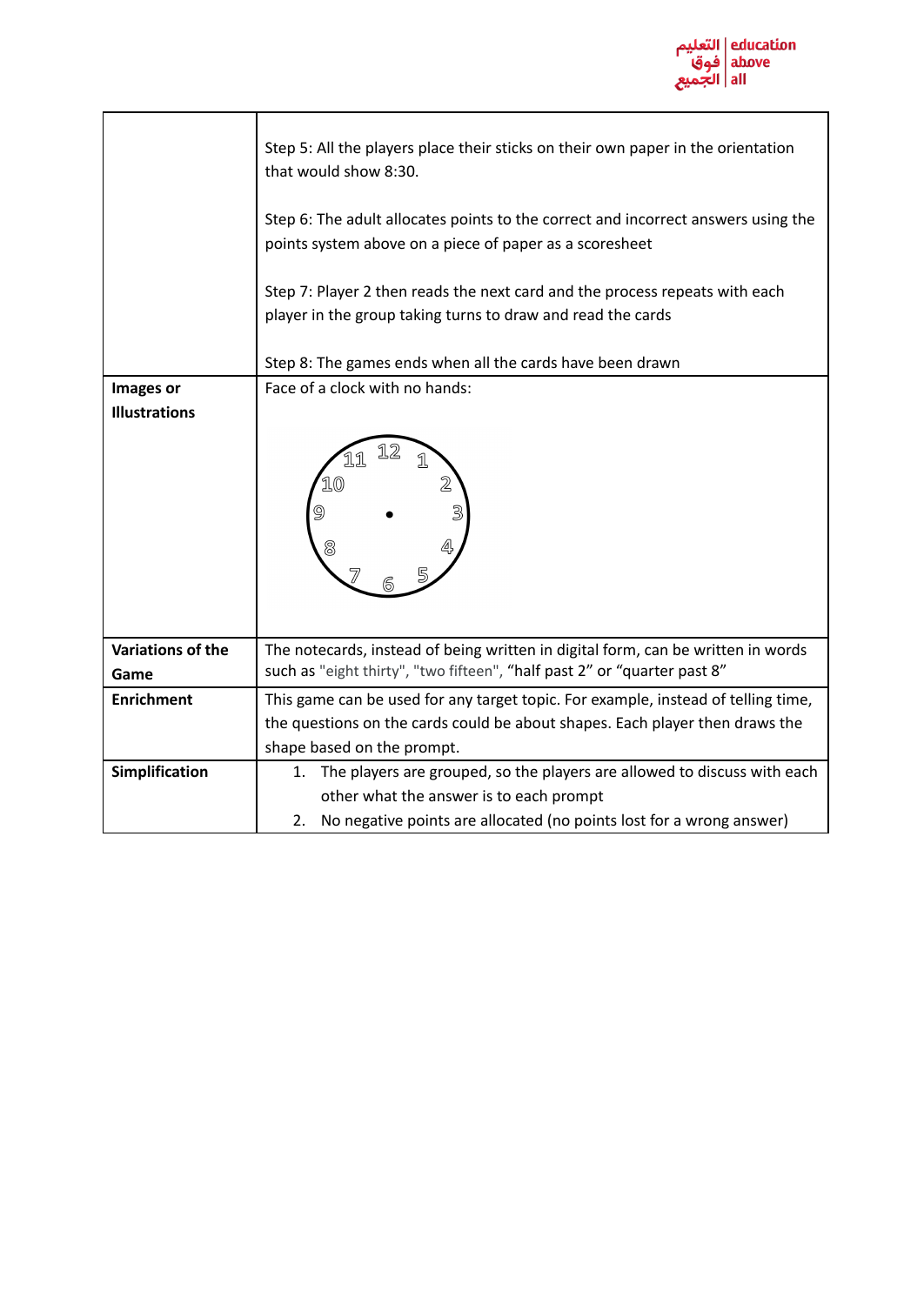| | |
|---|---|
| | Step 5: All the players place their sticks on their own paper in the orientation that would show 8:30.<br><br>Step 6: The adult allocates points to the correct and incorrect answers using the points system above on a piece of paper as a scoresheet<br><br>Step 7: Player 2 then reads the next card and the process repeats with each player in the group taking turns to draw and read the cards<br><br>Step 8: The games ends when all the cards have been drawn |
| **Images or Illustrations** | Face of a clock with no hands: |
| **Variations of the Game** | The notecards, instead of being written in digital form, can be written in words such as "eight thirty", "two fifteen", "half past 2" or "quarter past 8" |
| **Enrichment** | This game can be used for any target topic. For example, instead of telling time, the questions on the cards could be about shapes. Each player then draws the shape based on the prompt. |
| **Simplification** | 1. The players are grouped, so the players are allowed to discuss with each other what the answer is to each prompt<br>2. No negative points are allocated (no points lost for a wrong answer) |